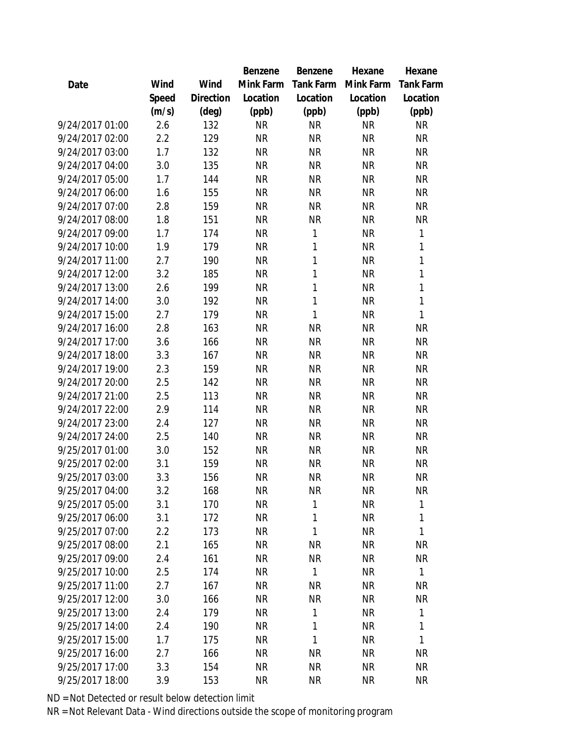| Date | Wind Speed (m/s) | Wind Direction (deg) | Benzene Mink Farm Location (ppb) | Benzene Tank Farm Location (ppb) | Hexane Mink Farm Location (ppb) | Hexane Tank Farm Location (ppb) |
|---|---|---|---|---|---|---|
| 9/24/2017 01:00 | 2.6 | 132 | NR | NR | NR | NR |
| 9/24/2017 02:00 | 2.2 | 129 | NR | NR | NR | NR |
| 9/24/2017 03:00 | 1.7 | 132 | NR | NR | NR | NR |
| 9/24/2017 04:00 | 3.0 | 135 | NR | NR | NR | NR |
| 9/24/2017 05:00 | 1.7 | 144 | NR | NR | NR | NR |
| 9/24/2017 06:00 | 1.6 | 155 | NR | NR | NR | NR |
| 9/24/2017 07:00 | 2.8 | 159 | NR | NR | NR | NR |
| 9/24/2017 08:00 | 1.8 | 151 | NR | NR | NR | NR |
| 9/24/2017 09:00 | 1.7 | 174 | NR | 1 | NR | 1 |
| 9/24/2017 10:00 | 1.9 | 179 | NR | 1 | NR | 1 |
| 9/24/2017 11:00 | 2.7 | 190 | NR | 1 | NR | 1 |
| 9/24/2017 12:00 | 3.2 | 185 | NR | 1 | NR | 1 |
| 9/24/2017 13:00 | 2.6 | 199 | NR | 1 | NR | 1 |
| 9/24/2017 14:00 | 3.0 | 192 | NR | 1 | NR | 1 |
| 9/24/2017 15:00 | 2.7 | 179 | NR | 1 | NR | 1 |
| 9/24/2017 16:00 | 2.8 | 163 | NR | NR | NR | NR |
| 9/24/2017 17:00 | 3.6 | 166 | NR | NR | NR | NR |
| 9/24/2017 18:00 | 3.3 | 167 | NR | NR | NR | NR |
| 9/24/2017 19:00 | 2.3 | 159 | NR | NR | NR | NR |
| 9/24/2017 20:00 | 2.5 | 142 | NR | NR | NR | NR |
| 9/24/2017 21:00 | 2.5 | 113 | NR | NR | NR | NR |
| 9/24/2017 22:00 | 2.9 | 114 | NR | NR | NR | NR |
| 9/24/2017 23:00 | 2.4 | 127 | NR | NR | NR | NR |
| 9/24/2017 24:00 | 2.5 | 140 | NR | NR | NR | NR |
| 9/25/2017 01:00 | 3.0 | 152 | NR | NR | NR | NR |
| 9/25/2017 02:00 | 3.1 | 159 | NR | NR | NR | NR |
| 9/25/2017 03:00 | 3.3 | 156 | NR | NR | NR | NR |
| 9/25/2017 04:00 | 3.2 | 168 | NR | NR | NR | NR |
| 9/25/2017 05:00 | 3.1 | 170 | NR | 1 | NR | 1 |
| 9/25/2017 06:00 | 3.1 | 172 | NR | 1 | NR | 1 |
| 9/25/2017 07:00 | 2.2 | 173 | NR | 1 | NR | 1 |
| 9/25/2017 08:00 | 2.1 | 165 | NR | NR | NR | NR |
| 9/25/2017 09:00 | 2.4 | 161 | NR | NR | NR | NR |
| 9/25/2017 10:00 | 2.5 | 174 | NR | 1 | NR | 1 |
| 9/25/2017 11:00 | 2.7 | 167 | NR | NR | NR | NR |
| 9/25/2017 12:00 | 3.0 | 166 | NR | NR | NR | NR |
| 9/25/2017 13:00 | 2.4 | 179 | NR | 1 | NR | 1 |
| 9/25/2017 14:00 | 2.4 | 190 | NR | 1 | NR | 1 |
| 9/25/2017 15:00 | 1.7 | 175 | NR | 1 | NR | 1 |
| 9/25/2017 16:00 | 2.7 | 166 | NR | NR | NR | NR |
| 9/25/2017 17:00 | 3.3 | 154 | NR | NR | NR | NR |
| 9/25/2017 18:00 | 3.9 | 153 | NR | NR | NR | NR |

ND = Not Detected or result below detection limit

NR = Not Relevant Data - Wind directions outside the scope of monitoring program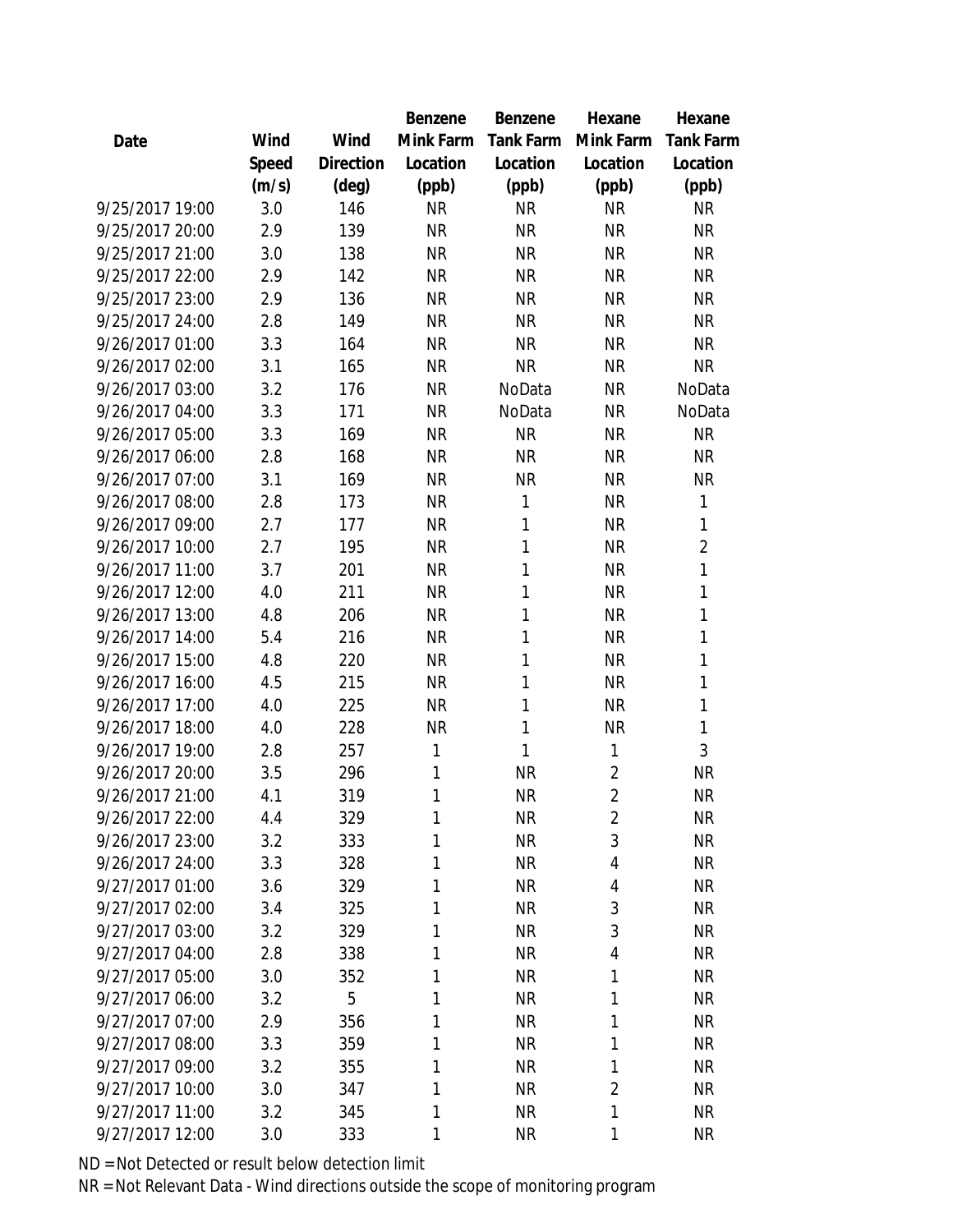| Date | Wind Speed (m/s) | Wind Direction (deg) | Benzene Mink Farm Location (ppb) | Benzene Tank Farm Location (ppb) | Hexane Mink Farm Location (ppb) | Hexane Tank Farm Location (ppb) |
|---|---|---|---|---|---|---|
| 9/25/2017 19:00 | 3.0 | 146 | NR | NR | NR | NR |
| 9/25/2017 20:00 | 2.9 | 139 | NR | NR | NR | NR |
| 9/25/2017 21:00 | 3.0 | 138 | NR | NR | NR | NR |
| 9/25/2017 22:00 | 2.9 | 142 | NR | NR | NR | NR |
| 9/25/2017 23:00 | 2.9 | 136 | NR | NR | NR | NR |
| 9/25/2017 24:00 | 2.8 | 149 | NR | NR | NR | NR |
| 9/26/2017 01:00 | 3.3 | 164 | NR | NR | NR | NR |
| 9/26/2017 02:00 | 3.1 | 165 | NR | NR | NR | NR |
| 9/26/2017 03:00 | 3.2 | 176 | NR | NoData | NR | NoData |
| 9/26/2017 04:00 | 3.3 | 171 | NR | NoData | NR | NoData |
| 9/26/2017 05:00 | 3.3 | 169 | NR | NR | NR | NR |
| 9/26/2017 06:00 | 2.8 | 168 | NR | NR | NR | NR |
| 9/26/2017 07:00 | 3.1 | 169 | NR | NR | NR | NR |
| 9/26/2017 08:00 | 2.8 | 173 | NR | 1 | NR | 1 |
| 9/26/2017 09:00 | 2.7 | 177 | NR | 1 | NR | 1 |
| 9/26/2017 10:00 | 2.7 | 195 | NR | 1 | NR | 2 |
| 9/26/2017 11:00 | 3.7 | 201 | NR | 1 | NR | 1 |
| 9/26/2017 12:00 | 4.0 | 211 | NR | 1 | NR | 1 |
| 9/26/2017 13:00 | 4.8 | 206 | NR | 1 | NR | 1 |
| 9/26/2017 14:00 | 5.4 | 216 | NR | 1 | NR | 1 |
| 9/26/2017 15:00 | 4.8 | 220 | NR | 1 | NR | 1 |
| 9/26/2017 16:00 | 4.5 | 215 | NR | 1 | NR | 1 |
| 9/26/2017 17:00 | 4.0 | 225 | NR | 1 | NR | 1 |
| 9/26/2017 18:00 | 4.0 | 228 | NR | 1 | NR | 1 |
| 9/26/2017 19:00 | 2.8 | 257 | 1 | 1 | 1 | 3 |
| 9/26/2017 20:00 | 3.5 | 296 | 1 | NR | 2 | NR |
| 9/26/2017 21:00 | 4.1 | 319 | 1 | NR | 2 | NR |
| 9/26/2017 22:00 | 4.4 | 329 | 1 | NR | 2 | NR |
| 9/26/2017 23:00 | 3.2 | 333 | 1 | NR | 3 | NR |
| 9/26/2017 24:00 | 3.3 | 328 | 1 | NR | 4 | NR |
| 9/27/2017 01:00 | 3.6 | 329 | 1 | NR | 4 | NR |
| 9/27/2017 02:00 | 3.4 | 325 | 1 | NR | 3 | NR |
| 9/27/2017 03:00 | 3.2 | 329 | 1 | NR | 3 | NR |
| 9/27/2017 04:00 | 2.8 | 338 | 1 | NR | 4 | NR |
| 9/27/2017 05:00 | 3.0 | 352 | 1 | NR | 1 | NR |
| 9/27/2017 06:00 | 3.2 | 5 | 1 | NR | 1 | NR |
| 9/27/2017 07:00 | 2.9 | 356 | 1 | NR | 1 | NR |
| 9/27/2017 08:00 | 3.3 | 359 | 1 | NR | 1 | NR |
| 9/27/2017 09:00 | 3.2 | 355 | 1 | NR | 1 | NR |
| 9/27/2017 10:00 | 3.0 | 347 | 1 | NR | 2 | NR |
| 9/27/2017 11:00 | 3.2 | 345 | 1 | NR | 1 | NR |
| 9/27/2017 12:00 | 3.0 | 333 | 1 | NR | 1 | NR |

ND = Not Detected or result below detection limit

NR = Not Relevant Data - Wind directions outside the scope of monitoring program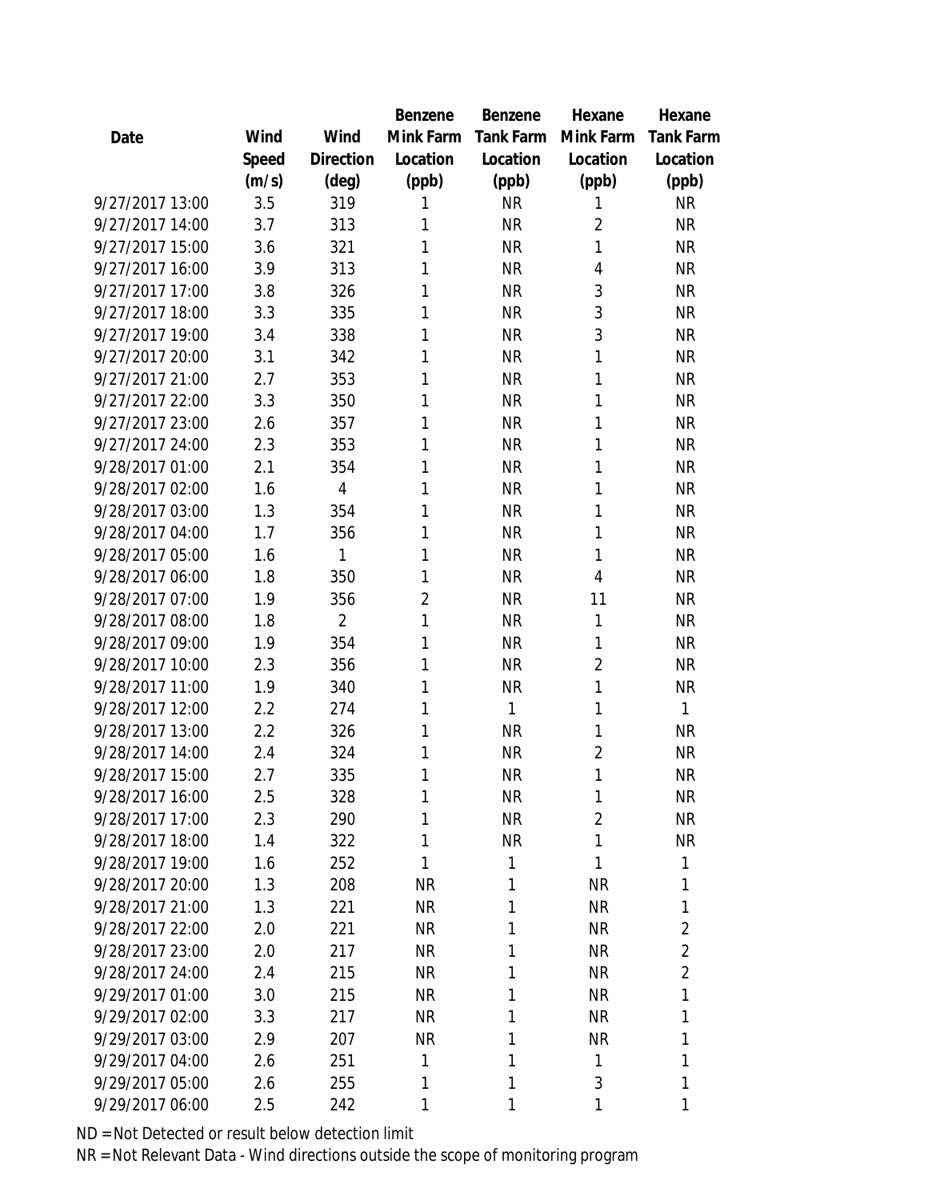| Date | Wind Speed (m/s) | Wind Direction (deg) | Benzene Mink Farm Location (ppb) | Benzene Tank Farm Location (ppb) | Hexane Mink Farm Location (ppb) | Hexane Tank Farm Location (ppb) |
|---|---|---|---|---|---|---|
| 9/27/2017 13:00 | 3.5 | 319 | 1 | NR | 1 | NR |
| 9/27/2017 14:00 | 3.7 | 313 | 1 | NR | 2 | NR |
| 9/27/2017 15:00 | 3.6 | 321 | 1 | NR | 1 | NR |
| 9/27/2017 16:00 | 3.9 | 313 | 1 | NR | 4 | NR |
| 9/27/2017 17:00 | 3.8 | 326 | 1 | NR | 3 | NR |
| 9/27/2017 18:00 | 3.3 | 335 | 1 | NR | 3 | NR |
| 9/27/2017 19:00 | 3.4 | 338 | 1 | NR | 3 | NR |
| 9/27/2017 20:00 | 3.1 | 342 | 1 | NR | 1 | NR |
| 9/27/2017 21:00 | 2.7 | 353 | 1 | NR | 1 | NR |
| 9/27/2017 22:00 | 3.3 | 350 | 1 | NR | 1 | NR |
| 9/27/2017 23:00 | 2.6 | 357 | 1 | NR | 1 | NR |
| 9/27/2017 24:00 | 2.3 | 353 | 1 | NR | 1 | NR |
| 9/28/2017 01:00 | 2.1 | 354 | 1 | NR | 1 | NR |
| 9/28/2017 02:00 | 1.6 | 4 | 1 | NR | 1 | NR |
| 9/28/2017 03:00 | 1.3 | 354 | 1 | NR | 1 | NR |
| 9/28/2017 04:00 | 1.7 | 356 | 1 | NR | 1 | NR |
| 9/28/2017 05:00 | 1.6 | 1 | 1 | NR | 1 | NR |
| 9/28/2017 06:00 | 1.8 | 350 | 1 | NR | 4 | NR |
| 9/28/2017 07:00 | 1.9 | 356 | 2 | NR | 11 | NR |
| 9/28/2017 08:00 | 1.8 | 2 | 1 | NR | 1 | NR |
| 9/28/2017 09:00 | 1.9 | 354 | 1 | NR | 1 | NR |
| 9/28/2017 10:00 | 2.3 | 356 | 1 | NR | 2 | NR |
| 9/28/2017 11:00 | 1.9 | 340 | 1 | NR | 1 | NR |
| 9/28/2017 12:00 | 2.2 | 274 | 1 | 1 | 1 | 1 |
| 9/28/2017 13:00 | 2.2 | 326 | 1 | NR | 1 | NR |
| 9/28/2017 14:00 | 2.4 | 324 | 1 | NR | 2 | NR |
| 9/28/2017 15:00 | 2.7 | 335 | 1 | NR | 1 | NR |
| 9/28/2017 16:00 | 2.5 | 328 | 1 | NR | 1 | NR |
| 9/28/2017 17:00 | 2.3 | 290 | 1 | NR | 2 | NR |
| 9/28/2017 18:00 | 1.4 | 322 | 1 | NR | 1 | NR |
| 9/28/2017 19:00 | 1.6 | 252 | 1 | 1 | 1 | 1 |
| 9/28/2017 20:00 | 1.3 | 208 | NR | 1 | NR | 1 |
| 9/28/2017 21:00 | 1.3 | 221 | NR | 1 | NR | 1 |
| 9/28/2017 22:00 | 2.0 | 221 | NR | 1 | NR | 2 |
| 9/28/2017 23:00 | 2.0 | 217 | NR | 1 | NR | 2 |
| 9/28/2017 24:00 | 2.4 | 215 | NR | 1 | NR | 2 |
| 9/29/2017 01:00 | 3.0 | 215 | NR | 1 | NR | 1 |
| 9/29/2017 02:00 | 3.3 | 217 | NR | 1 | NR | 1 |
| 9/29/2017 03:00 | 2.9 | 207 | NR | 1 | NR | 1 |
| 9/29/2017 04:00 | 2.6 | 251 | 1 | 1 | 1 | 1 |
| 9/29/2017 05:00 | 2.6 | 255 | 1 | 1 | 3 | 1 |
| 9/29/2017 06:00 | 2.5 | 242 | 1 | 1 | 1 | 1 |

ND = Not Detected or result below detection limit

NR = Not Relevant Data - Wind directions outside the scope of monitoring program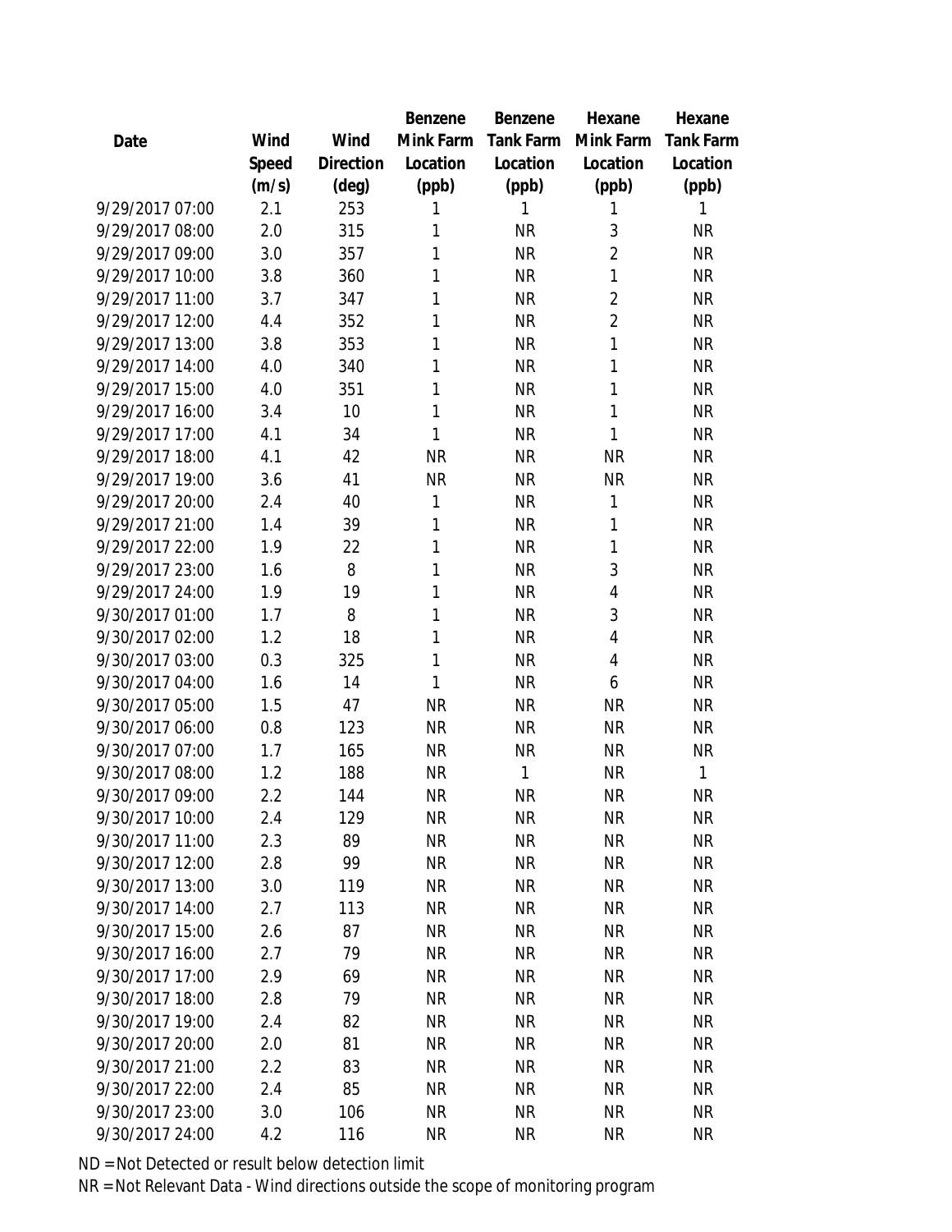| Date | Wind Speed (m/s) | Wind Direction (deg) | Benzene Mink Farm Location (ppb) | Benzene Tank Farm Location (ppb) | Hexane Mink Farm Location (ppb) | Hexane Tank Farm Location (ppb) |
|---|---|---|---|---|---|---|
| 9/29/2017 07:00 | 2.1 | 253 | 1 | 1 | 1 | 1 |
| 9/29/2017 08:00 | 2.0 | 315 | 1 | NR | 3 | NR |
| 9/29/2017 09:00 | 3.0 | 357 | 1 | NR | 2 | NR |
| 9/29/2017 10:00 | 3.8 | 360 | 1 | NR | 1 | NR |
| 9/29/2017 11:00 | 3.7 | 347 | 1 | NR | 2 | NR |
| 9/29/2017 12:00 | 4.4 | 352 | 1 | NR | 2 | NR |
| 9/29/2017 13:00 | 3.8 | 353 | 1 | NR | 1 | NR |
| 9/29/2017 14:00 | 4.0 | 340 | 1 | NR | 1 | NR |
| 9/29/2017 15:00 | 4.0 | 351 | 1 | NR | 1 | NR |
| 9/29/2017 16:00 | 3.4 | 10 | 1 | NR | 1 | NR |
| 9/29/2017 17:00 | 4.1 | 34 | 1 | NR | 1 | NR |
| 9/29/2017 18:00 | 4.1 | 42 | NR | NR | NR | NR |
| 9/29/2017 19:00 | 3.6 | 41 | NR | NR | NR | NR |
| 9/29/2017 20:00 | 2.4 | 40 | 1 | NR | 1 | NR |
| 9/29/2017 21:00 | 1.4 | 39 | 1 | NR | 1 | NR |
| 9/29/2017 22:00 | 1.9 | 22 | 1 | NR | 1 | NR |
| 9/29/2017 23:00 | 1.6 | 8 | 1 | NR | 3 | NR |
| 9/29/2017 24:00 | 1.9 | 19 | 1 | NR | 4 | NR |
| 9/30/2017 01:00 | 1.7 | 8 | 1 | NR | 3 | NR |
| 9/30/2017 02:00 | 1.2 | 18 | 1 | NR | 4 | NR |
| 9/30/2017 03:00 | 0.3 | 325 | 1 | NR | 4 | NR |
| 9/30/2017 04:00 | 1.6 | 14 | 1 | NR | 6 | NR |
| 9/30/2017 05:00 | 1.5 | 47 | NR | NR | NR | NR |
| 9/30/2017 06:00 | 0.8 | 123 | NR | NR | NR | NR |
| 9/30/2017 07:00 | 1.7 | 165 | NR | NR | NR | NR |
| 9/30/2017 08:00 | 1.2 | 188 | NR | 1 | NR | 1 |
| 9/30/2017 09:00 | 2.2 | 144 | NR | NR | NR | NR |
| 9/30/2017 10:00 | 2.4 | 129 | NR | NR | NR | NR |
| 9/30/2017 11:00 | 2.3 | 89 | NR | NR | NR | NR |
| 9/30/2017 12:00 | 2.8 | 99 | NR | NR | NR | NR |
| 9/30/2017 13:00 | 3.0 | 119 | NR | NR | NR | NR |
| 9/30/2017 14:00 | 2.7 | 113 | NR | NR | NR | NR |
| 9/30/2017 15:00 | 2.6 | 87 | NR | NR | NR | NR |
| 9/30/2017 16:00 | 2.7 | 79 | NR | NR | NR | NR |
| 9/30/2017 17:00 | 2.9 | 69 | NR | NR | NR | NR |
| 9/30/2017 18:00 | 2.8 | 79 | NR | NR | NR | NR |
| 9/30/2017 19:00 | 2.4 | 82 | NR | NR | NR | NR |
| 9/30/2017 20:00 | 2.0 | 81 | NR | NR | NR | NR |
| 9/30/2017 21:00 | 2.2 | 83 | NR | NR | NR | NR |
| 9/30/2017 22:00 | 2.4 | 85 | NR | NR | NR | NR |
| 9/30/2017 23:00 | 3.0 | 106 | NR | NR | NR | NR |
| 9/30/2017 24:00 | 4.2 | 116 | NR | NR | NR | NR |

ND = Not Detected or result below detection limit

NR = Not Relevant Data - Wind directions outside the scope of monitoring program